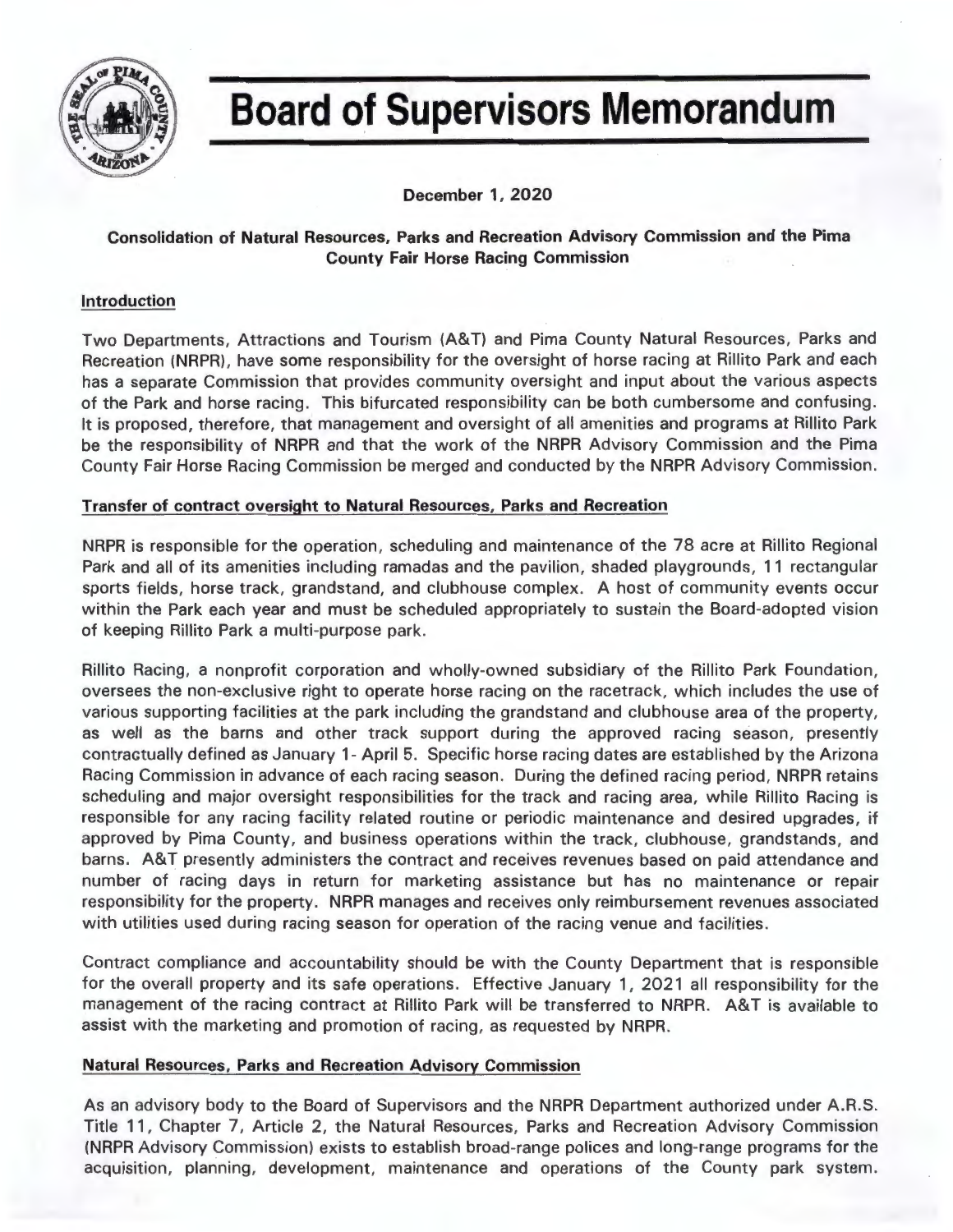# Board of Supervisors Memorandum

**December 1, 2020**

**Consolidation of Natural Resources, Parks and Recreation Advisory Commission and the Pima County Fair Horse Racing Commission**

## Introduction

Two Departments, Attractions and Tourism (A&T) and Pima County Natural Resources, Parks and Recreation (NRPR), have some responsibility for the oversight of horse racing at Rillito Park and each has a separate Commission that provides community oversight and input about the various aspects of the Park and horse racing. This bifurcated responsibility can be both cumbersome and confusing. It is proposed, therefore, that management and oversight of all amenities and programs at Rillito Park be the responsibility of NRPR and that the work of the NRPR Advisory Commission and the Pima County Fair Horse Racing Commission be merged and conducted by the NRPR Advisory Commission.

## Transfer of contract oversight to Natural Resources, Parks and Recreation

NRPR is responsible for the operation, scheduling and maintenance of the 78 acre at Rillito Regional Park and all of its amenities including ramadas and the pavilion, shaded playgrounds, 11 rectangular sports fields, horse track, grandstand, and clubhouse complex. A host of community events occur within the Park each year and must be scheduled appropriately to sustain the Board-adopted vision of keeping Rillito Park a multi-purpose park.

Rillito Racing, a nonprofit corporation and wholly-owned subsidiary of the Rillito Park Foundation, oversees the non-exclusive right to operate horse racing on the racetrack, which includes the use of various supporting facilities at the park including the grandstand and clubhouse area of the property, as well as the barns and other track support during the approved racing season, presently contractually defined as January 1- April 5. Specific horse racing dates are established by the Arizona Racing Commission in advance of each racing season. During the defined racing period, NRPR retains scheduling and major oversight responsibilities for the track and racing area, while Rillito Racing is responsible for any racing facility related routine or periodic maintenance and desired upgrades, if approved by Pima County, and business operations within the track, clubhouse, grandstands, and barns. A&T presently administers the contract and receives revenues based on paid attendance and number of racing days in return for marketing assistance but has no maintenance or repair responsibility for the property. NRPR manages and receives only reimbursement revenues associated with utilities used during racing season for operation of the racing venue and facilities.

Contract compliance and accountability should be with the County Department that is responsible for the overall property and its safe operations. Effective January 1, 2021 all responsibility for the management of the racing contract at Rillito Park will be transferred to NRPR. A&T is available to assist with the marketing and promotion of racing, as requested by NRPR.

## Natural Resources, Parks and Recreation Advisory Commission

As an advisory body to the Board of Supervisors and the NRPR Department authorized under A.R.S. Title 11, Chapter 7, Article 2, the Natural Resources, Parks and Recreation Advisory Commission (NRPR Advisory Commission) exists to establish broad-range polices and long-range programs for the acquisition, planning, development, maintenance and operations of the County park system.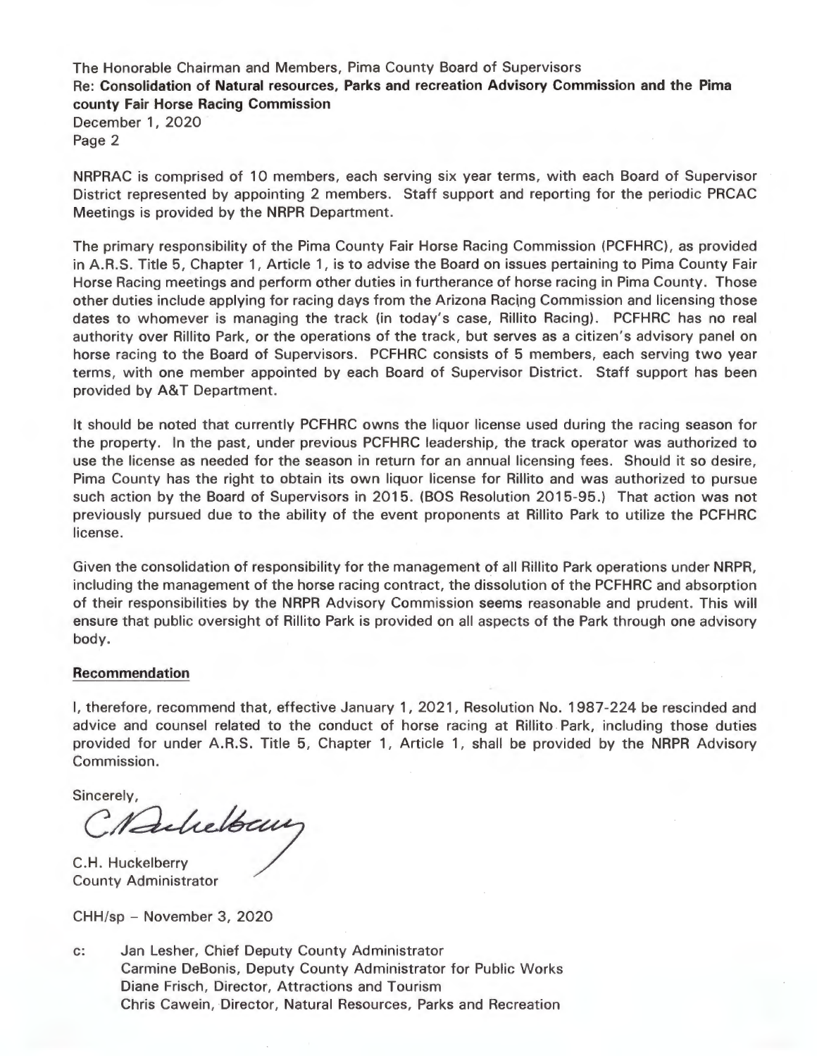NRPRAC is comprised of 10 members, each serving six year terms, with each Board of Supervisor District represented by appointing 2 members. Staff support and reporting for the periodic PRCAC Meetings is provided by the NRPR Department.

The primary responsibility of the Pima County Fair Horse Racing Commission (PCFHRC), as provided in A.R.S. Title 5, Chapter 1, Article 1, is to advise the Board on issues pertaining to Pima County Fair Horse Racing meetings and perform other duties in furtherance of horse racing in Pima County. Those other duties include applying for racing days from the Arizona Racing Commission and licensing those dates to whomever is managing the track (in today's case, Rillito Racing). PCFHRC has no real authority over Rillito Park, or the operations of the track, but serves as a citizen's advisory panel on horse racing to the Board of Supervisors. PCFHRC consists of 5 members, each serving two year terms, with one member appointed by each Board of Supervisor District. Staff support has been provided by A&T Department.

It should be noted that currently PCFHRC owns the liquor license used during the racing season for the property. In the past, under previous PCFHRC leadership, the track operator was authorized to use the license as needed for the season in return for an annual licensing fees. Should it so desire, Pima County has the right to obtain its own liquor license for Rillito and was authorized to pursue such action by the Board of Supervisors in 2015. (BOS Resolution 2015-95.) That action was not previously pursued due to the ability of the event proponents at Rillito Park to utilize the PCFHRC license.

Given the consolidation of responsibility for the management of all Rillito Park operations under NRPR, including the management of the horse racing contract, the dissolution of the PCFHRC and absorption of their responsibilities by the NRPR Advisory Commission seems reasonable and prudent. This will ensure that public oversight of Rillito Park is provided on all aspects of the Park through one advisory body.

**Recommendation**

I, therefore, recommend that, effective January 1, 2021, Resolution No. 1987-224 be rescinded and advice and counsel related to the conduct of horse racing at Rillito Park, including those duties provided for under A.R.S. Title 5, Chapter 1, Article 1, shall be provided by the NRPR Advisory Commission.

Sincerely,

C.H. Huckelberry
County Administrator

CHH/sp – November 3, 2020

c: Jan Lesher, Chief Deputy County Administrator
Carmine DeBonis, Deputy County Administrator for Public Works
Diane Frisch, Director, Attractions and Tourism
Chris Cawein, Director, Natural Resources, Parks and Recreation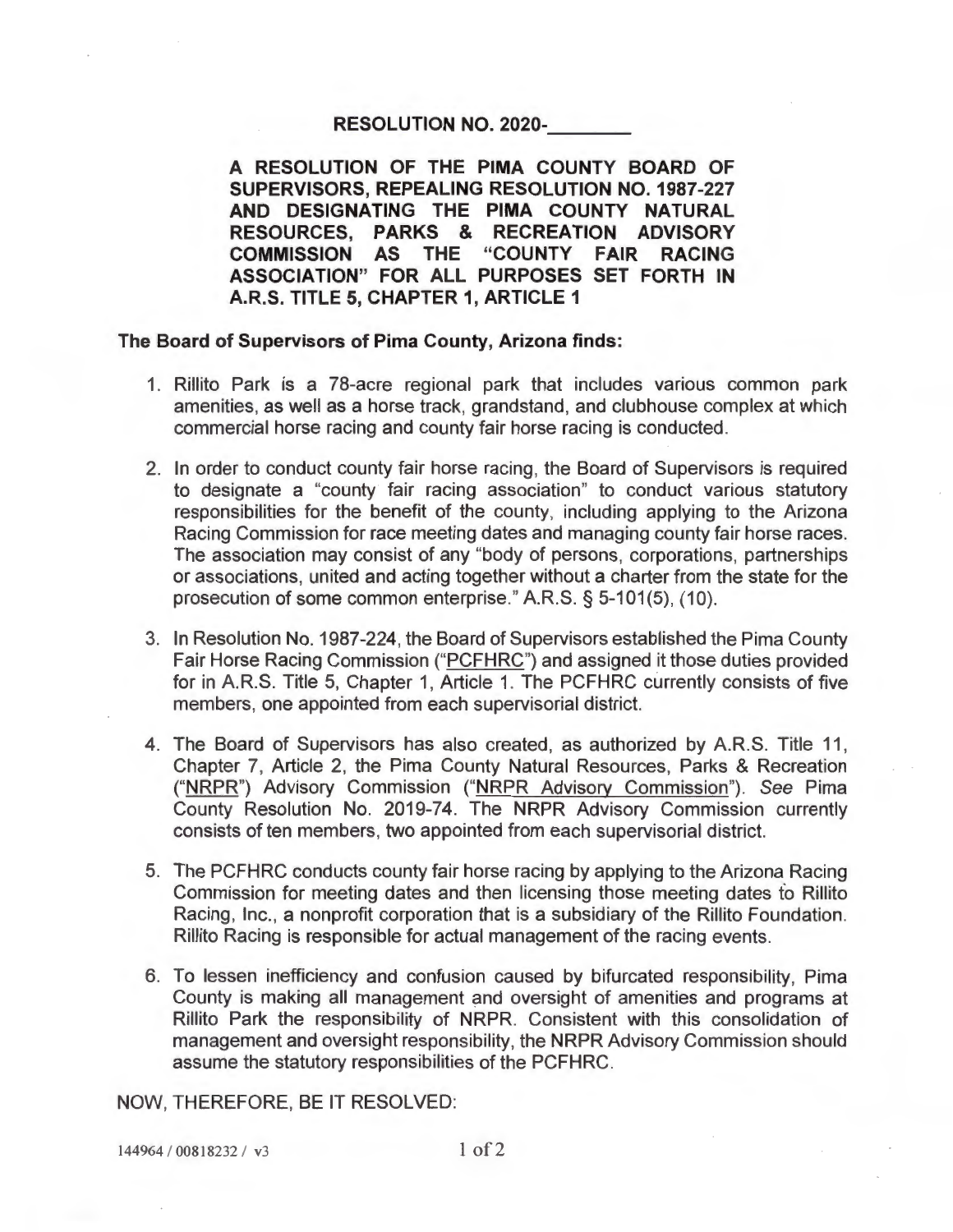**RESOLUTION NO. 2020-________**

**A RESOLUTION OF THE PIMA COUNTY BOARD OF SUPERVISORS, REPEALING RESOLUTION NO. 1987-227 AND DESIGNATING THE PIMA COUNTY NATURAL RESOURCES, PARKS & RECREATION ADVISORY COMMISSION AS THE "COUNTY FAIR RACING ASSOCIATION" FOR ALL PURPOSES SET FORTH IN A.R.S. TITLE 5, CHAPTER 1, ARTICLE 1**

**The Board of Supervisors of Pima County, Arizona finds:**

1. Rillito Park is a 78-acre regional park that includes various common park amenities, as well as a horse track, grandstand, and clubhouse complex at which commercial horse racing and county fair horse racing is conducted.

2. In order to conduct county fair horse racing, the Board of Supervisors is required to designate a "county fair racing association" to conduct various statutory responsibilities for the benefit of the county, including applying to the Arizona Racing Commission for race meeting dates and managing county fair horse races. The association may consist of any "body of persons, corporations, partnerships or associations, united and acting together without a charter from the state for the prosecution of some common enterprise." A.R.S. § 5-101(5), (10).

3. In Resolution No. 1987-224, the Board of Supervisors established the Pima County Fair Horse Racing Commission ("PCFHRC") and assigned it those duties provided for in A.R.S. Title 5, Chapter 1, Article 1. The PCFHRC currently consists of five members, one appointed from each supervisorial district.

4. The Board of Supervisors has also created, as authorized by A.R.S. Title 11, Chapter 7, Article 2, the Pima County Natural Resources, Parks & Recreation ("NRPR") Advisory Commission ("NRPR Advisory Commission"). *See* Pima County Resolution No. 2019-74. The NRPR Advisory Commission currently consists of ten members, two appointed from each supervisorial district.

5. The PCFHRC conducts county fair horse racing by applying to the Arizona Racing Commission for meeting dates and then licensing those meeting dates to Rillito Racing, Inc., a nonprofit corporation that is a subsidiary of the Rillito Foundation. Rillito Racing is responsible for actual management of the racing events.

6. To lessen inefficiency and confusion caused by bifurcated responsibility, Pima County is making all management and oversight of amenities and programs at Rillito Park the responsibility of NRPR. Consistent with this consolidation of management and oversight responsibility, the NRPR Advisory Commission should assume the statutory responsibilities of the PCFHRC.

NOW, THEREFORE, BE IT RESOLVED:

144964 / 00818232 / v3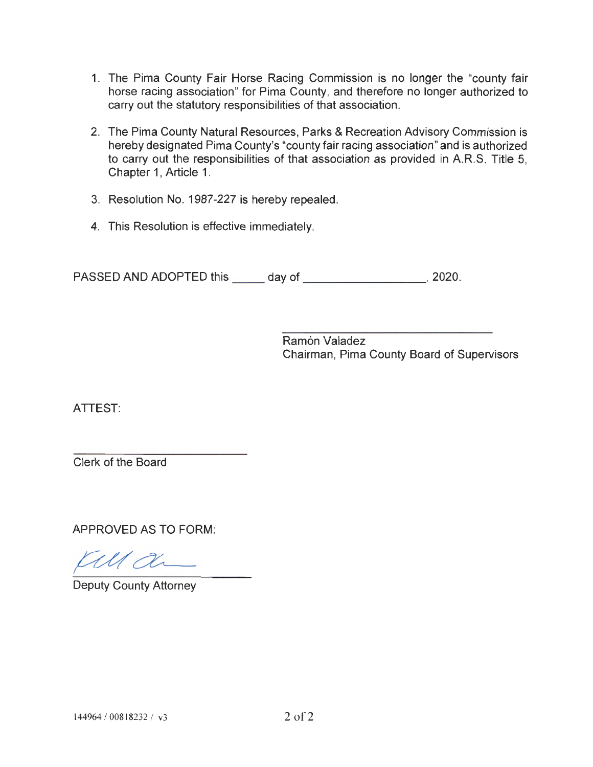1. The Pima County Fair Horse Racing Commission is no longer the "county fair horse racing association" for Pima County, and therefore no longer authorized to carry out the statutory responsibilities of that association.

2. The Pima County Natural Resources, Parks & Recreation Advisory Commission is hereby designated Pima County's "county fair racing association" and is authorized to carry out the responsibilities of that association as provided in A.R.S. Title 5, Chapter 1, Article 1.

3. Resolution No. 1987-227 is hereby repealed.

4. This Resolution is effective immediately.

PASSED AND ADOPTED this _____ day of __________________, 2020.

\_\_\_\_\_\_\_\_\_\_\_\_\_\_\_\_\_\_\_\_\_\_\_\_\_\_\_\_\_\_\_\_\_\_
Ramón Valadez
Chairman, Pima County Board of Supervisors

ATTEST:

\_\_\_\_\_\_\_\_\_\_\_\_\_\_\_\_\_\_\_\_\_\_\_\_\_\_\_\_
Clerk of the Board

APPROVED AS TO FORM:

\_\_\_\_\_\_\_\_\_\_\_\_\_\_\_\_\_\_\_\_\_\_\_\_\_\_\_\_
Deputy County Attorney

144964 / 00818232 / v3